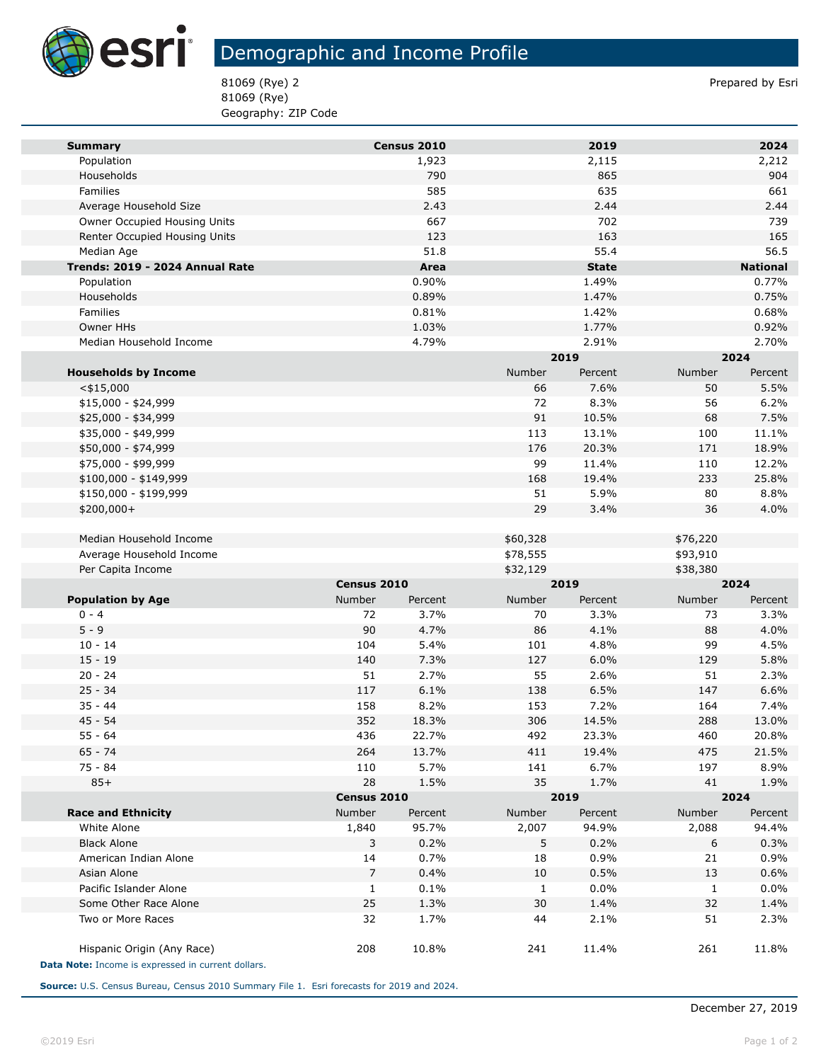# Demographic and Income Profile

81069 (Rye) 2
81069 (Rye)
Geography: ZIP Code

Prepared by Esri

| Summary | Census 2010 | 2019 | 2024 |
|---|---|---|---|
| Population | 1,923 | 2,115 | 2,212 |
| Households | 790 | 865 | 904 |
| Families | 585 | 635 | 661 |
| Average Household Size | 2.43 | 2.44 | 2.44 |
| Owner Occupied Housing Units | 667 | 702 | 739 |
| Renter Occupied Housing Units | 123 | 163 | 165 |
| Median Age | 51.8 | 55.4 | 56.5 |

| Trends: 2019 - 2024 Annual Rate | Area | State | National |
|---|---|---|---|
| Population | 0.90% | 1.49% | 0.77% |
| Households | 0.89% | 1.47% | 0.75% |
| Families | 0.81% | 1.42% | 0.68% |
| Owner HHs | 1.03% | 1.77% | 0.92% |
| Median Household Income | 4.79% | 2.91% | 2.70% |

| | 2019 | | 2024 | |
|---|---|---|---|---|
| **Households by Income** | Number | Percent | Number | Percent |
| <$15,000 | 66 | 7.6% | 50 | 5.5% |
| $15,000 - $24,999 | 72 | 8.3% | 56 | 6.2% |
| $25,000 - $34,999 | 91 | 10.5% | 68 | 7.5% |
| $35,000 - $49,999 | 113 | 13.1% | 100 | 11.1% |
| $50,000 - $74,999 | 176 | 20.3% | 171 | 18.9% |
| $75,000 - $99,999 | 99 | 11.4% | 110 | 12.2% |
| $100,000 - $149,999 | 168 | 19.4% | 233 | 25.8% |
| $150,000 - $199,999 | 51 | 5.9% | 80 | 8.8% |
| $200,000+ | 29 | 3.4% | 36 | 4.0% |
| | | | | |
| Median Household Income | $60,328 | | $76,220 | |
| Average Household Income | $78,555 | | $93,910 | |
| Per Capita Income | $32,129 | | $38,380 | |

| | Census 2010 | | 2019 | | 2024 | |
|---|---|---|---|---|---|---|
| **Population by Age** | Number | Percent | Number | Percent | Number | Percent |
| 0 - 4 | 72 | 3.7% | 70 | 3.3% | 73 | 3.3% |
| 5 - 9 | 90 | 4.7% | 86 | 4.1% | 88 | 4.0% |
| 10 - 14 | 104 | 5.4% | 101 | 4.8% | 99 | 4.5% |
| 15 - 19 | 140 | 7.3% | 127 | 6.0% | 129 | 5.8% |
| 20 - 24 | 51 | 2.7% | 55 | 2.6% | 51 | 2.3% |
| 25 - 34 | 117 | 6.1% | 138 | 6.5% | 147 | 6.6% |
| 35 - 44 | 158 | 8.2% | 153 | 7.2% | 164 | 7.4% |
| 45 - 54 | 352 | 18.3% | 306 | 14.5% | 288 | 13.0% |
| 55 - 64 | 436 | 22.7% | 492 | 23.3% | 460 | 20.8% |
| 65 - 74 | 264 | 13.7% | 411 | 19.4% | 475 | 21.5% |
| 75 - 84 | 110 | 5.7% | 141 | 6.7% | 197 | 8.9% |
| 85+ | 28 | 1.5% | 35 | 1.7% | 41 | 1.9% |

| | Census 2010 | | 2019 | | 2024 | |
|---|---|---|---|---|---|---|
| **Race and Ethnicity** | Number | Percent | Number | Percent | Number | Percent |
| White Alone | 1,840 | 95.7% | 2,007 | 94.9% | 2,088 | 94.4% |
| Black Alone | 3 | 0.2% | 5 | 0.2% | 6 | 0.3% |
| American Indian Alone | 14 | 0.7% | 18 | 0.9% | 21 | 0.9% |
| Asian Alone | 7 | 0.4% | 10 | 0.5% | 13 | 0.6% |
| Pacific Islander Alone | 1 | 0.1% | 1 | 0.0% | 1 | 0.0% |
| Some Other Race Alone | 25 | 1.3% | 30 | 1.4% | 32 | 1.4% |
| Two or More Races | 32 | 1.7% | 44 | 2.1% | 51 | 2.3% |
| | | | | | | |
| Hispanic Origin (Any Race) | 208 | 10.8% | 241 | 11.4% | 261 | 11.8% |

**Data Note:** Income is expressed in current dollars.

**Source:** U.S. Census Bureau, Census 2010 Summary File 1. Esri forecasts for 2019 and 2024.

December 27, 2019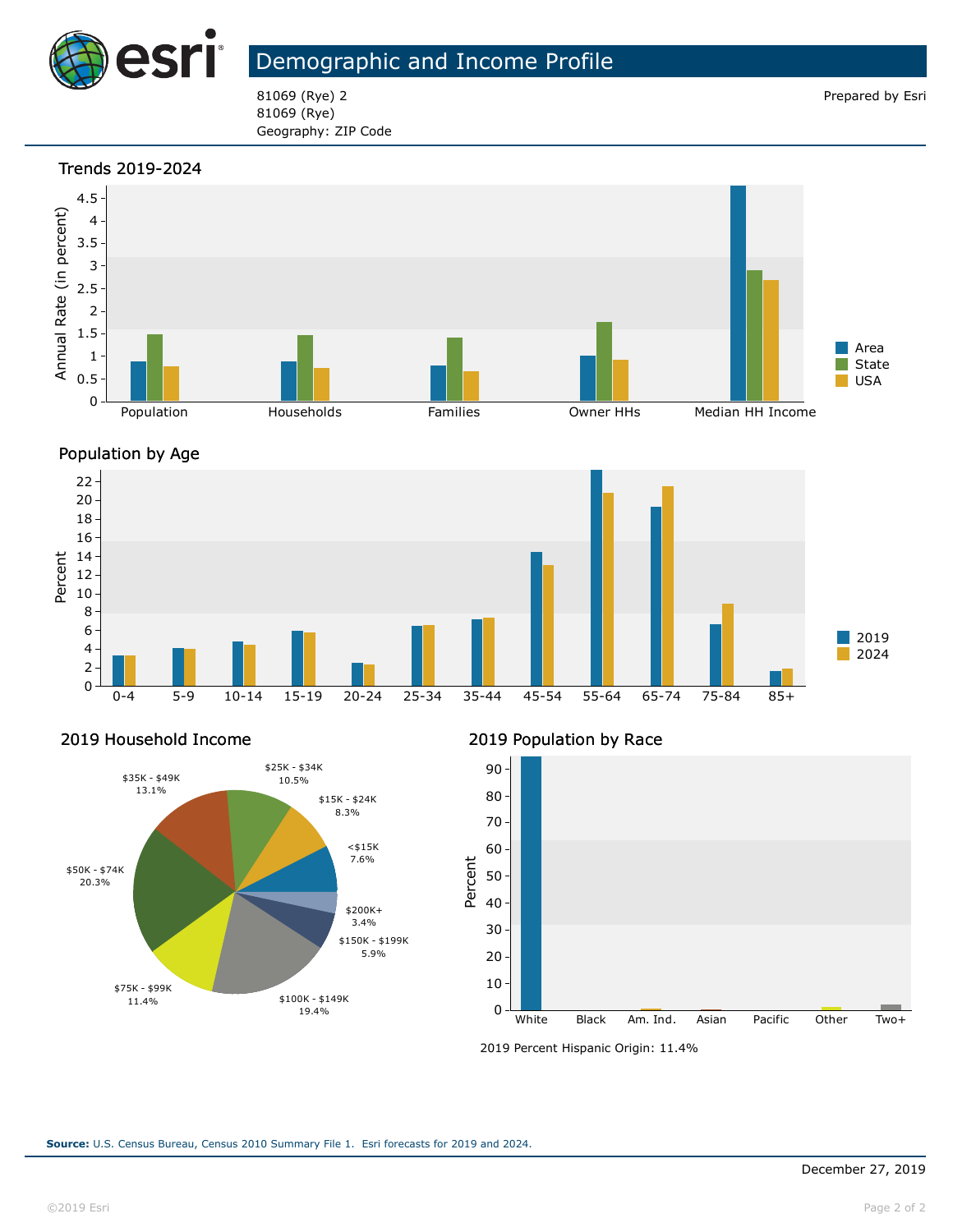# Demographic and Income Profile

81069 (Rye) 2
81069 (Rye)
Geography: ZIP Code

Prepared by Esri

## Trends 2019-2024

Annual Rate (in percent)

0, 0.5, 1, 1.5, 2, 2.5, 3, 3.5, 4, 4.5

Population, Households, Families, Owner HHs, Median HH Income

Area
State
USA

## Population by Age

Percent

0, 2, 4, 6, 8, 10, 12, 14, 16, 18, 20, 22

0-4, 5-9, 10-14, 15-19, 20-24, 25-34, 35-44, 45-54, 55-64, 65-74, 75-84, 85+

2019
2024

## 2019 Household Income

$35K - $49K 13.1%
$25K - $34K 10.5%
$15K - $24K 8.3%
<$15K 7.6%
$50K - $74K 20.3%
$200K+ 3.4%
$150K - $199K 5.9%
$75K - $99K 11.4%
$100K - $149K 19.4%

## 2019 Population by Race

Percent

0, 10, 20, 30, 40, 50, 60, 70, 80, 90

White, Black, Am. Ind., Asian, Pacific, Other, Two+

2019 Percent Hispanic Origin: 11.4%

**Source:** U.S. Census Bureau, Census 2010 Summary File 1. Esri forecasts for 2019 and 2024.

December 27, 2019

©2019 Esri